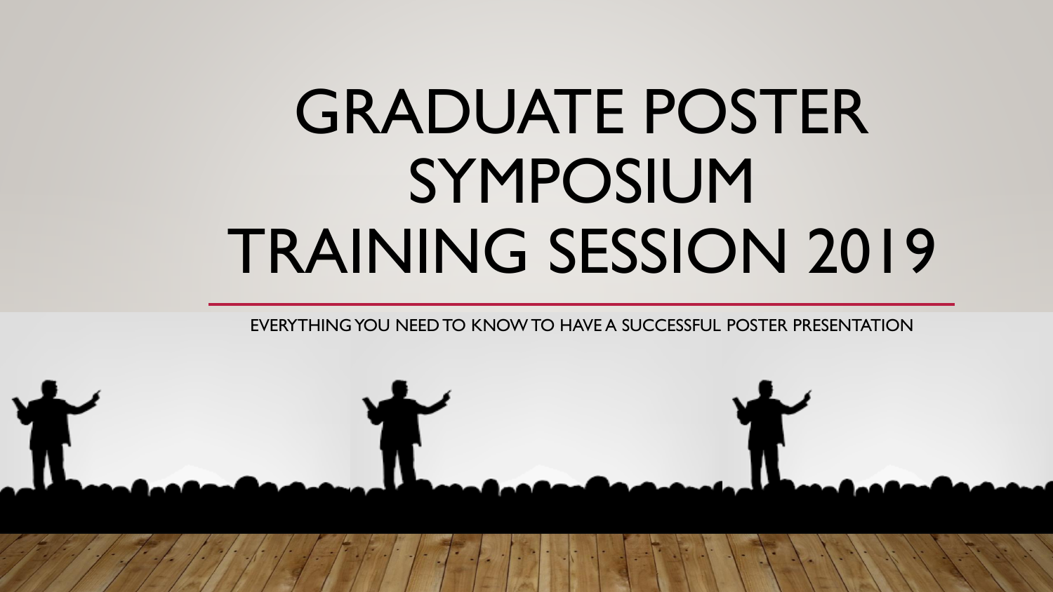# GRADUATE POSTER SYMPOSIUM TRAINING SESSION 2019

EVERYTHING YOU NEED TO KNOW TO HAVE A SUCCESSFUL POSTER PRESENTATION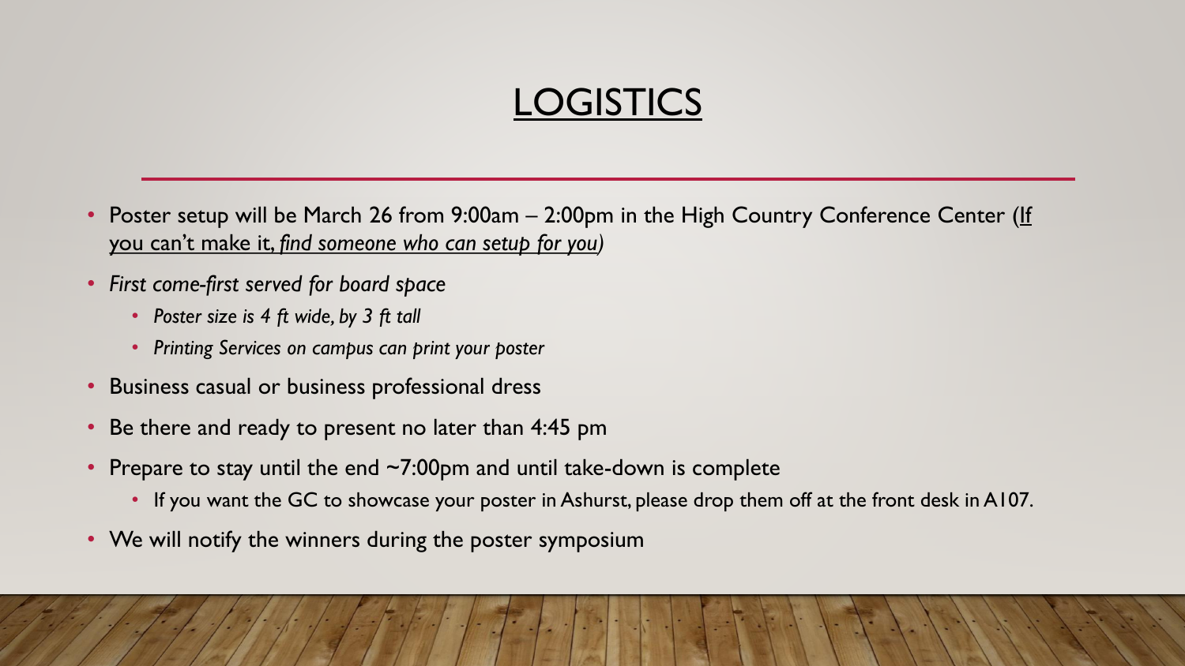# LOGISTICS

- Poster setup will be March 26 from 9:00am – 2:00pm in the High Country Conference Center (If you can't make it, *find someone who can setup for you)*
- *First come-first served for board space*
  - *Poster size is 4 ft wide, by 3 ft tall*
  - *Printing Services on campus can print your poster*
- Business casual or business professional dress
- Be there and ready to present no later than 4:45 pm
- Prepare to stay until the end ~7:00pm and until take-down is complete
  - If you want the GC to showcase your poster in Ashurst, please drop them off at the front desk in A107.
- We will notify the winners during the poster symposium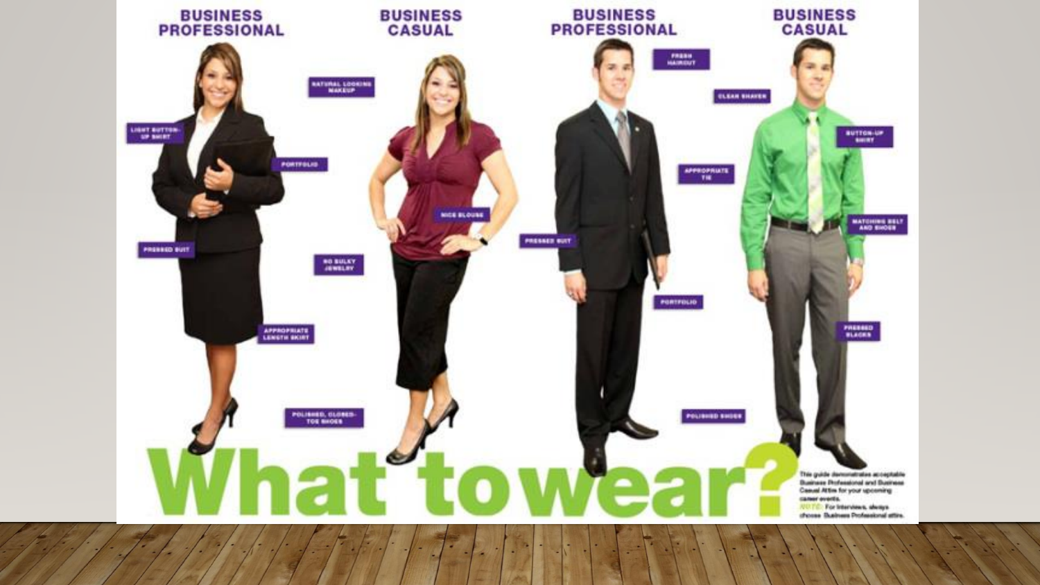# What to wear?

## BUSINESS PROFESSIONAL

- LIGHT BUTTON-UP SHIRT
- NATURAL LOOKING MAKEUP
- PORTFOLIO
- PRESSED SUIT
- NO BULKY JEWELRY
- APPROPRIATE LENGTH SKIRT
- POLISHED, CLOSED-TOE SHOES

## BUSINESS CASUAL

- NICE BLOUSE

## BUSINESS PROFESSIONAL

- FRESH HAIRCUT
- CLEAN SHAVEN
- APPROPRIATE TIE
- PRESSED SUIT
- PORTFOLIO
- POLISHED SHOES

## BUSINESS CASUAL

- BUTTON-UP SHIRT
- MATCHING BELT AND SHOES
- PRESSED SLACKS

This guide demonstrates acceptable Business Professional and Business Casual Attire for your upcoming career events.

NOTE: For interviews, always choose Business Professional attire.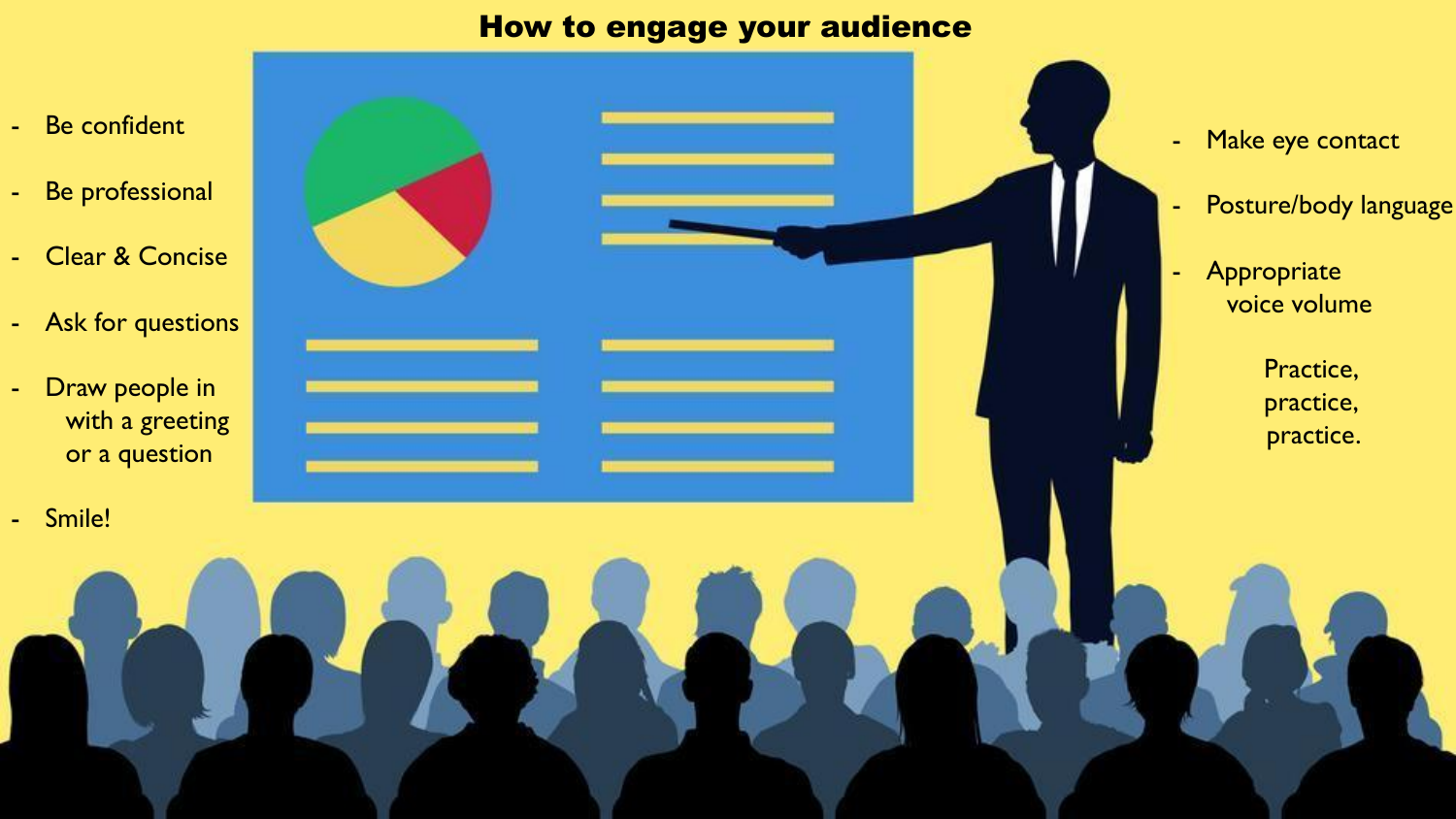# How to engage your audience

- Be confident
- Be professional
- Clear & Concise
- Ask for questions
- Draw people in with a greeting or a question
- Smile!

- Make eye contact
- Posture/body language
- Appropriate voice volume

Practice, practice, practice.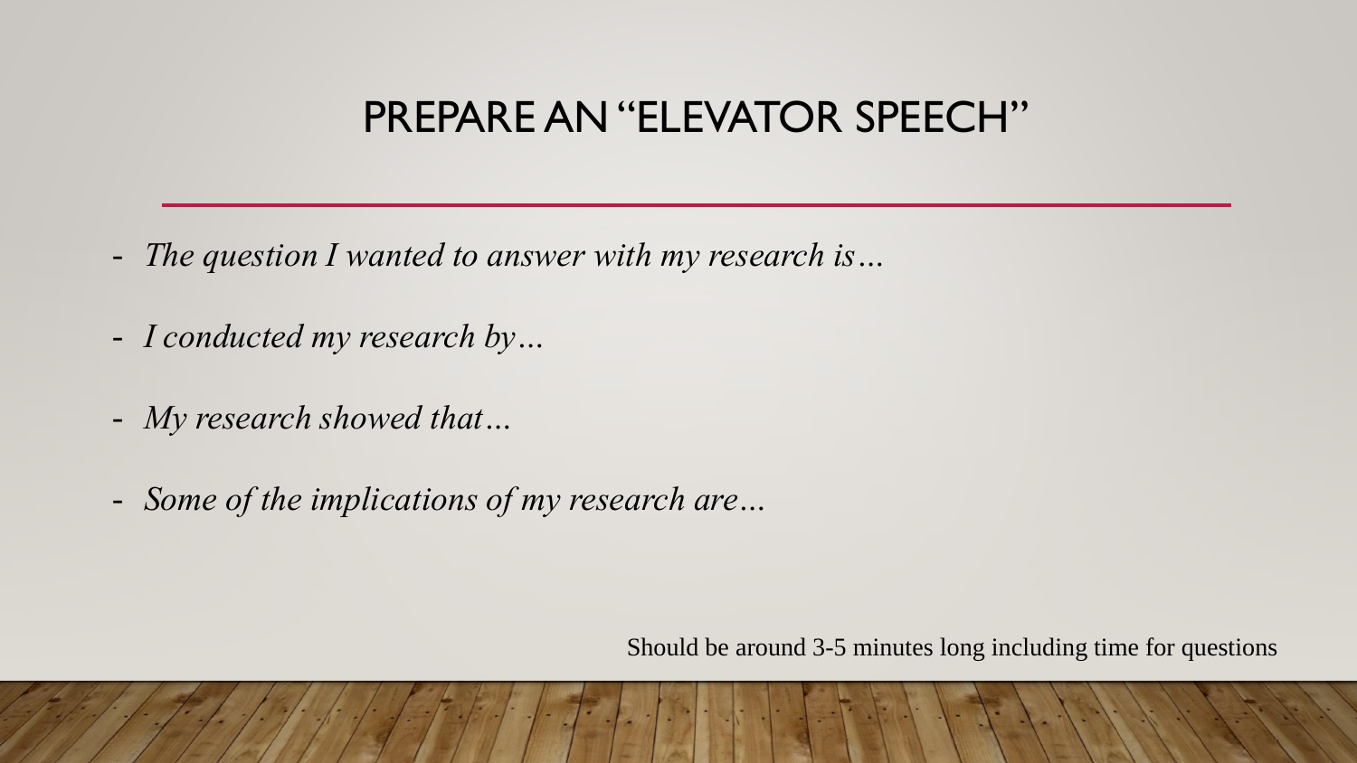# PREPARE AN "ELEVATOR SPEECH"

- *The question I wanted to answer with my research is…*
- *I conducted my research by…*
- *My research showed that…*
- *Some of the implications of my research are…*

Should be around 3-5 minutes long including time for questions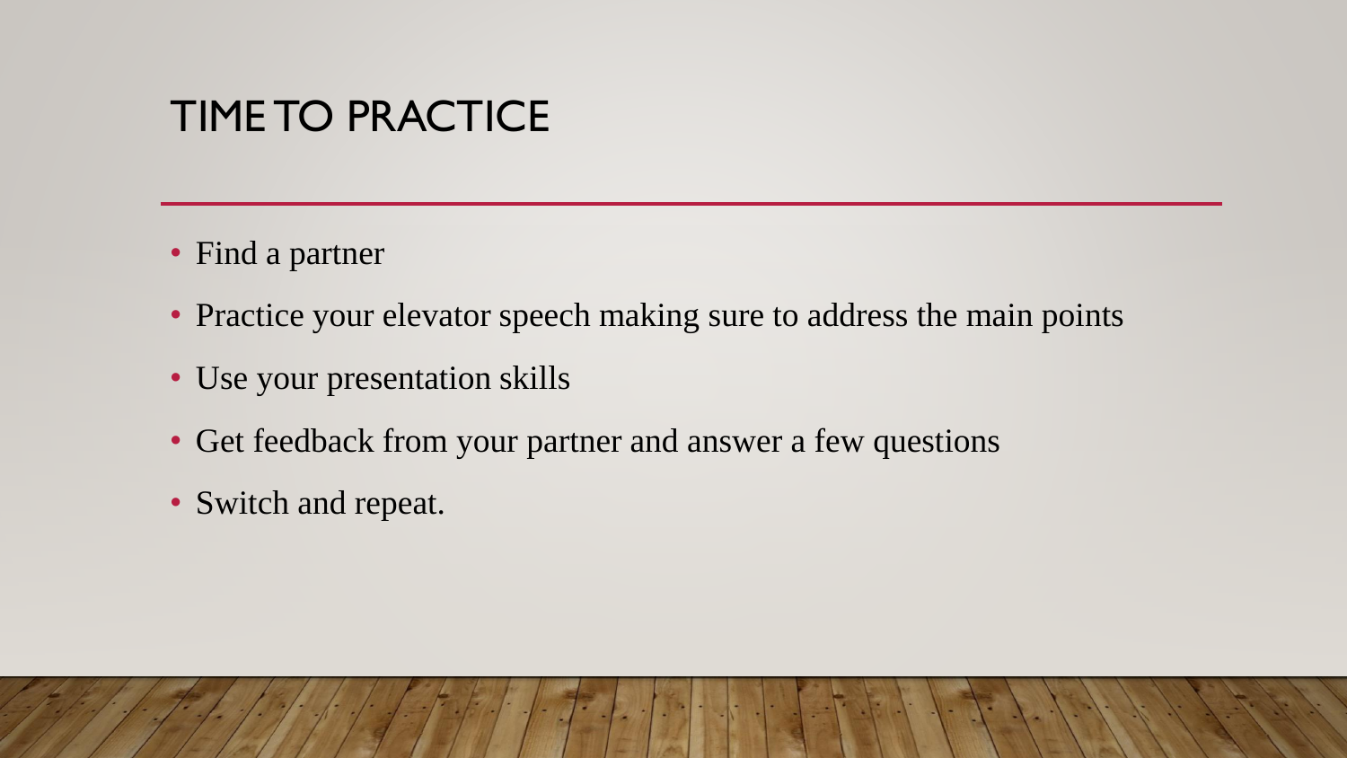# TIME TO PRACTICE

- Find a partner
- Practice your elevator speech making sure to address the main points
- Use your presentation skills
- Get feedback from your partner and answer a few questions
- Switch and repeat.